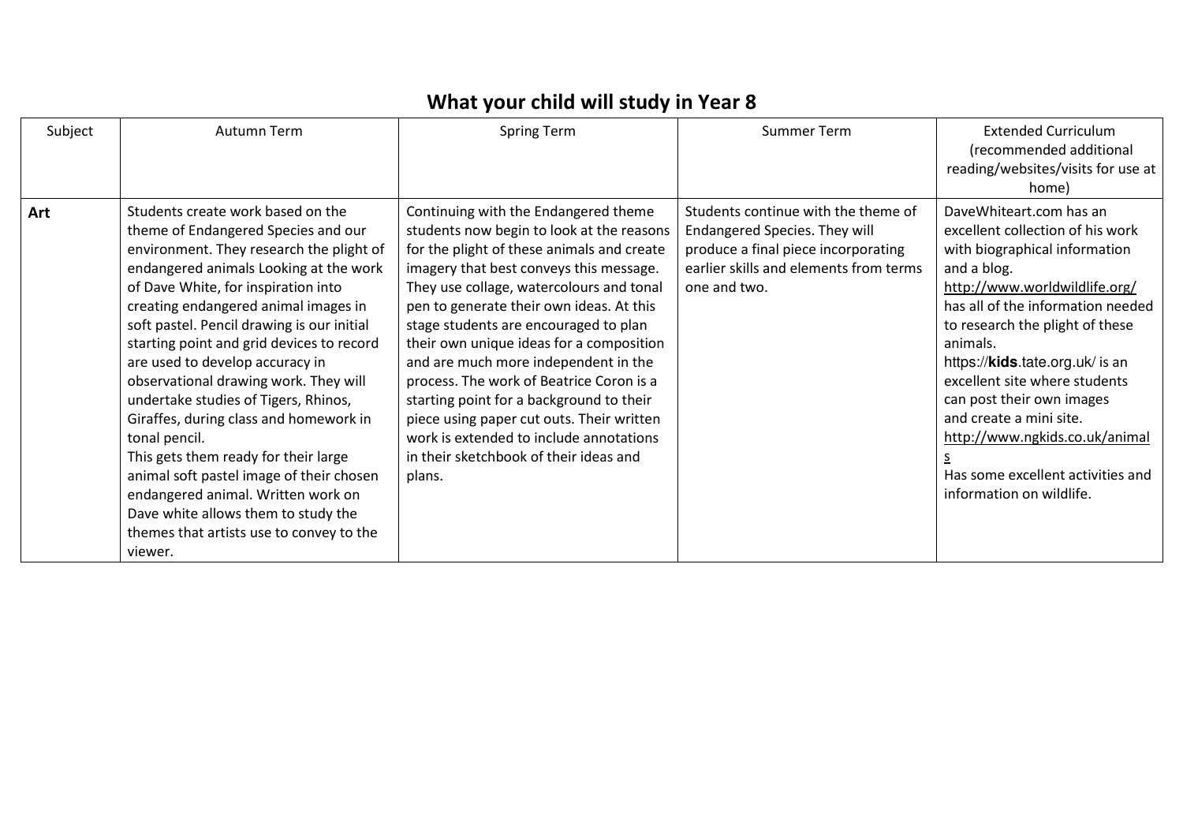# What your child will study in Year 8

| Subject | Autumn Term | Spring Term | Summer Term | Extended Curriculum (recommended additional reading/websites/visits for use at home) |
|---|---|---|---|---|
| **Art** | Students create work based on the theme of Endangered Species and our environment. They research the plight of endangered animals Looking at the work of Dave White, for inspiration into creating endangered animal images in soft pastel. Pencil drawing is our initial starting point and grid devices to record are used to develop accuracy in observational drawing work. They will undertake studies of Tigers, Rhinos, Giraffes, during class and homework in tonal pencil.<br>This gets them ready for their large animal soft pastel image of their chosen endangered animal. Written work on Dave white allows them to study the themes that artists use to convey to the viewer. | Continuing with the Endangered theme students now begin to look at the reasons for the plight of these animals and create imagery that best conveys this message. They use collage, watercolours and tonal pen to generate their own ideas. At this stage students are encouraged to plan their own unique ideas for a composition and are much more independent in the process. The work of Beatrice Coron is a starting point for a background to their piece using paper cut outs. Their written work is extended to include annotations in their sketchbook of their ideas and plans. | Students continue with the theme of Endangered Species. They will produce a final piece incorporating earlier skills and elements from terms one and two. | DaveWhiteart.com has an excellent collection of his work with biographical information and a blog.<br>http://www.worldwildlife.org/ has all of the information needed to research the plight of these animals.<br>https://**kids**.tate.org.uk/ is an excellent site where students can post their own images and create a mini site.<br>http://www.ngkids.co.uk/animals<br>Has some excellent activities and information on wildlife. |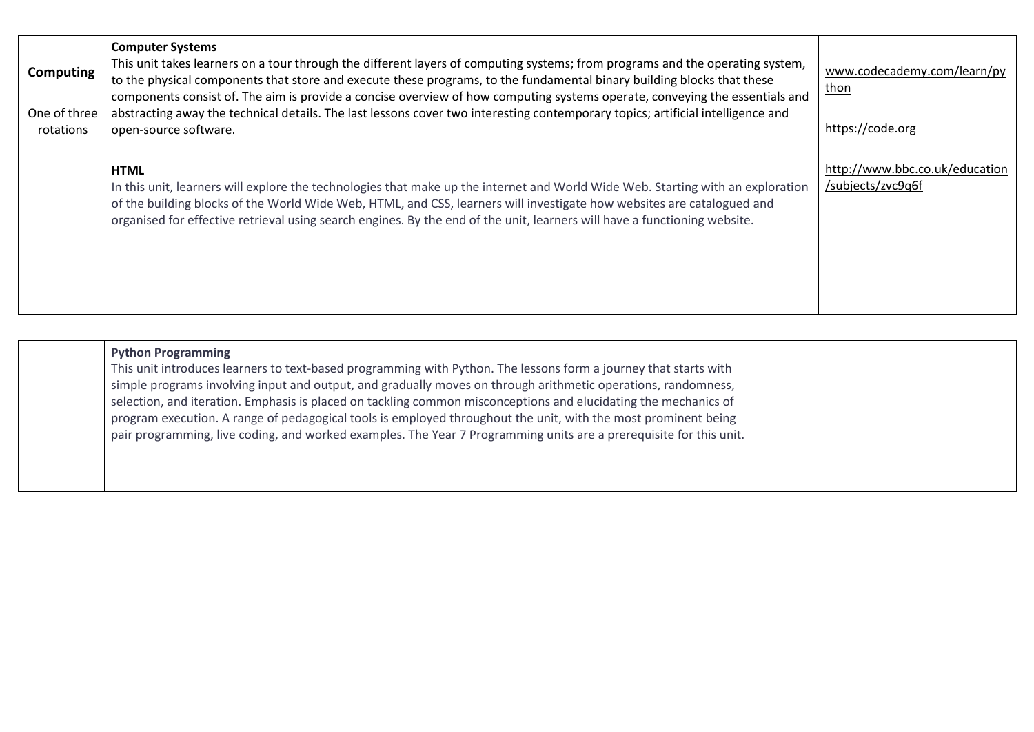| | | |
|---|---|---|
| **Computing**<br><br>One of three rotations | **Computer Systems**<br>This unit takes learners on a tour through the different layers of computing systems; from programs and the operating system, to the physical components that store and execute these programs, to the fundamental binary building blocks that these components consist of. The aim is provide a concise overview of how computing systems operate, conveying the essentials and abstracting away the technical details. The last lessons cover two interesting contemporary topics; artificial intelligence and open-source software.<br><br>**HTML**<br>In this unit, learners will explore the technologies that make up the internet and World Wide Web. Starting with an exploration of the building blocks of the World Wide Web, HTML, and CSS, learners will investigate how websites are catalogued and organised for effective retrieval using search engines. By the end of the unit, learners will have a functioning website. | www.codecademy.com/learn/python<br><br>https://code.org<br><br>http://www.bbc.co.uk/education/subjects/zvc9q6f |

| | | |
|---|---|---|
| | **Python Programming**<br>This unit introduces learners to text-based programming with Python. The lessons form a journey that starts with simple programs involving input and output, and gradually moves on through arithmetic operations, randomness, selection, and iteration. Emphasis is placed on tackling common misconceptions and elucidating the mechanics of program execution. A range of pedagogical tools is employed throughout the unit, with the most prominent being pair programming, live coding, and worked examples. The Year 7 Programming units are a prerequisite for this unit. | |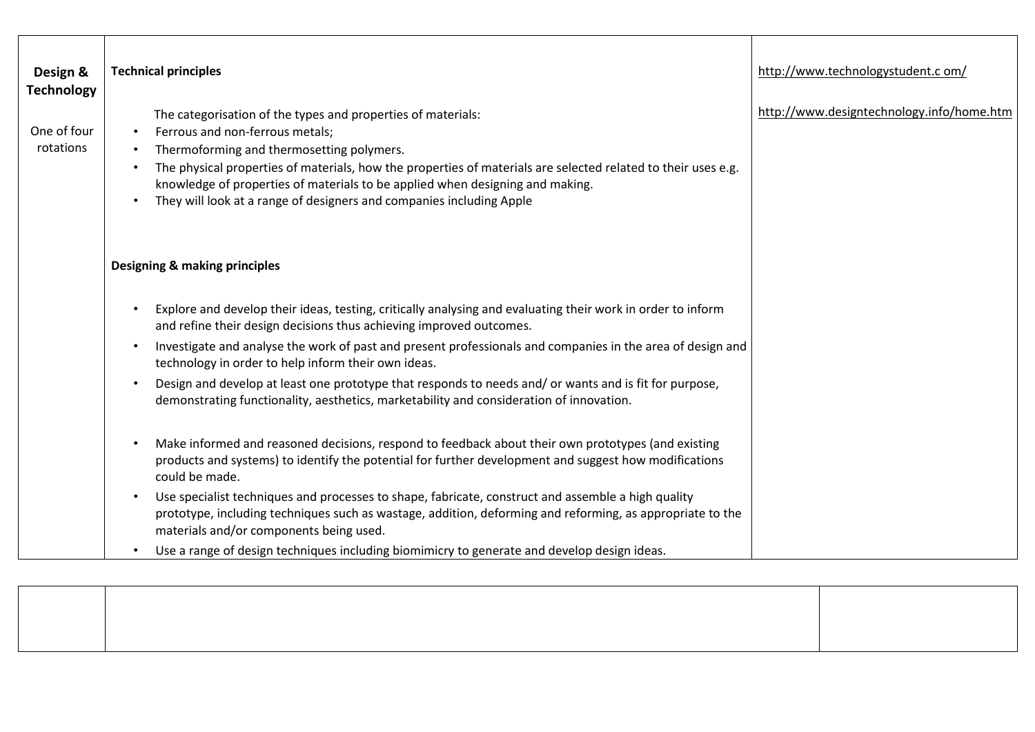| **Design & Technology**<br><br>One of four rotations | **Technical principles**<br><br>The categorisation of the types and properties of materials:<br>• Ferrous and non-ferrous metals;<br>• Thermoforming and thermosetting polymers.<br>• The physical properties of materials, how the properties of materials are selected related to their uses e.g. knowledge of properties of materials to be applied when designing and making.<br>• They will look at a range of designers and companies including Apple<br><br>**Designing & making principles**<br><br>• Explore and develop their ideas, testing, critically analysing and evaluating their work in order to inform and refine their design decisions thus achieving improved outcomes.<br>• Investigate and analyse the work of past and present professionals and companies in the area of design and technology in order to help inform their own ideas.<br>• Design and develop at least one prototype that responds to needs and/ or wants and is fit for purpose, demonstrating functionality, aesthetics, marketability and consideration of innovation.<br><br>• Make informed and reasoned decisions, respond to feedback about their own prototypes (and existing products and systems) to identify the potential for further development and suggest how modifications could be made.<br>• Use specialist techniques and processes to shape, fabricate, construct and assemble a high quality prototype, including techniques such as wastage, addition, deforming and reforming, as appropriate to the materials and/or components being used.<br>• Use a range of design techniques including biomimicry to generate and develop design ideas. | http://www.technologystudent.c om/<br><br>http://www.designtechnology.info/home.htm |

| | | |
|---|---|---|
| | | |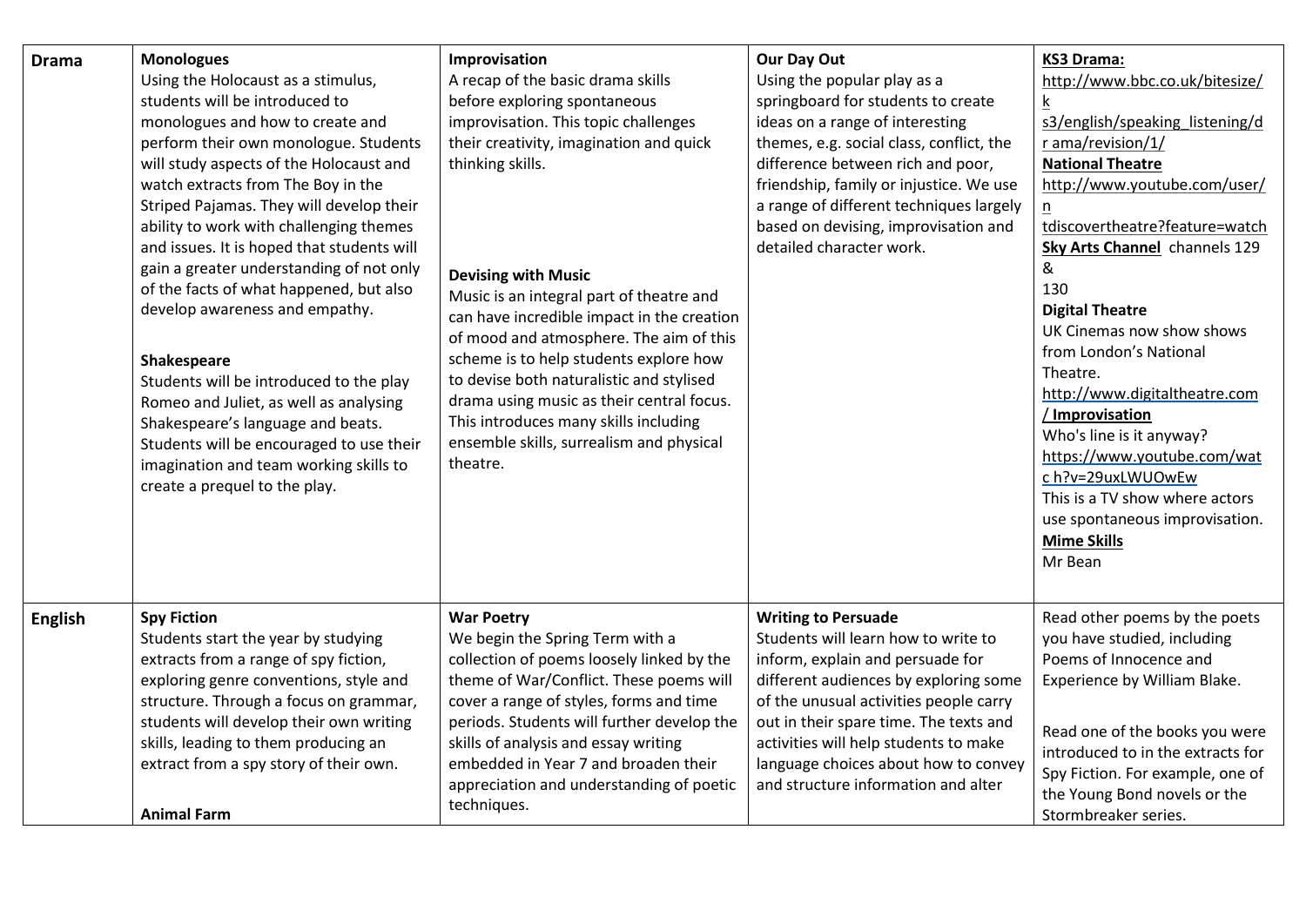| | | | | |
|---|---|---|---|---|
| **Drama** | **Monologues**<br>Using the Holocaust as a stimulus, students will be introduced to monologues and how to create and perform their own monologue. Students will study aspects of the Holocaust and watch extracts from The Boy in the Striped Pajamas. They will develop their ability to work with challenging themes and issues. It is hoped that students will gain a greater understanding of not only of the facts of what happened, but also develop awareness and empathy.<br><br>**Shakespeare**<br>Students will be introduced to the play Romeo and Juliet, as well as analysing Shakespeare's language and beats. Students will be encouraged to use their imagination and team working skills to create a prequel to the play. | **Improvisation**<br>A recap of the basic drama skills before exploring spontaneous improvisation. This topic challenges their creativity, imagination and quick thinking skills.<br><br>**Devising with Music**<br>Music is an integral part of theatre and can have incredible impact in the creation of mood and atmosphere. The aim of this scheme is to help students explore how to devise both naturalistic and stylised drama using music as their central focus. This introduces many skills including ensemble skills, surrealism and physical theatre. | **Our Day Out**<br>Using the popular play as a springboard for students to create ideas on a range of interesting themes, e.g. social class, conflict, the difference between rich and poor, friendship, family or injustice. We use a range of different techniques largely based on devising, improvisation and detailed character work. | **KS3 Drama:**<br>http://www.bbc.co.uk/bitesize/k s3/english/speaking_listening/d r ama/revision/1/<br>**National Theatre**<br>http://www.youtube.com/user/n tdiscovertheatre?feature=watch<br>**Sky Arts Channel** channels 129 & 130<br>**Digital Theatre**<br>UK Cinemas now show shows from London's National Theatre.<br>http://www.digitaltheatre.com /<br>**Improvisation**<br>Who's line is it anyway?<br>https://www.youtube.com/wat c h?v=29uxLWUOwEw<br>This is a TV show where actors use spontaneous improvisation.<br>**Mime Skills**<br>Mr Bean |
| **English** | **Spy Fiction**<br>Students start the year by studying extracts from a range of spy fiction, exploring genre conventions, style and structure. Through a focus on grammar, students will develop their own writing skills, leading to them producing an extract from a spy story of their own.<br><br>**Animal Farm** | **War Poetry**<br>We begin the Spring Term with a collection of poems loosely linked by the theme of War/Conflict. These poems will cover a range of styles, forms and time periods. Students will further develop the skills of analysis and essay writing embedded in Year 7 and broaden their appreciation and understanding of poetic techniques. | **Writing to Persuade**<br>Students will learn how to write to inform, explain and persuade for different audiences by exploring some of the unusual activities people carry out in their spare time. The texts and activities will help students to make language choices about how to convey and structure information and alter | Read other poems by the poets you have studied, including Poems of Innocence and Experience by William Blake.<br><br>Read one of the books you were introduced to in the extracts for Spy Fiction. For example, one of the Young Bond novels or the Stormbreaker series. |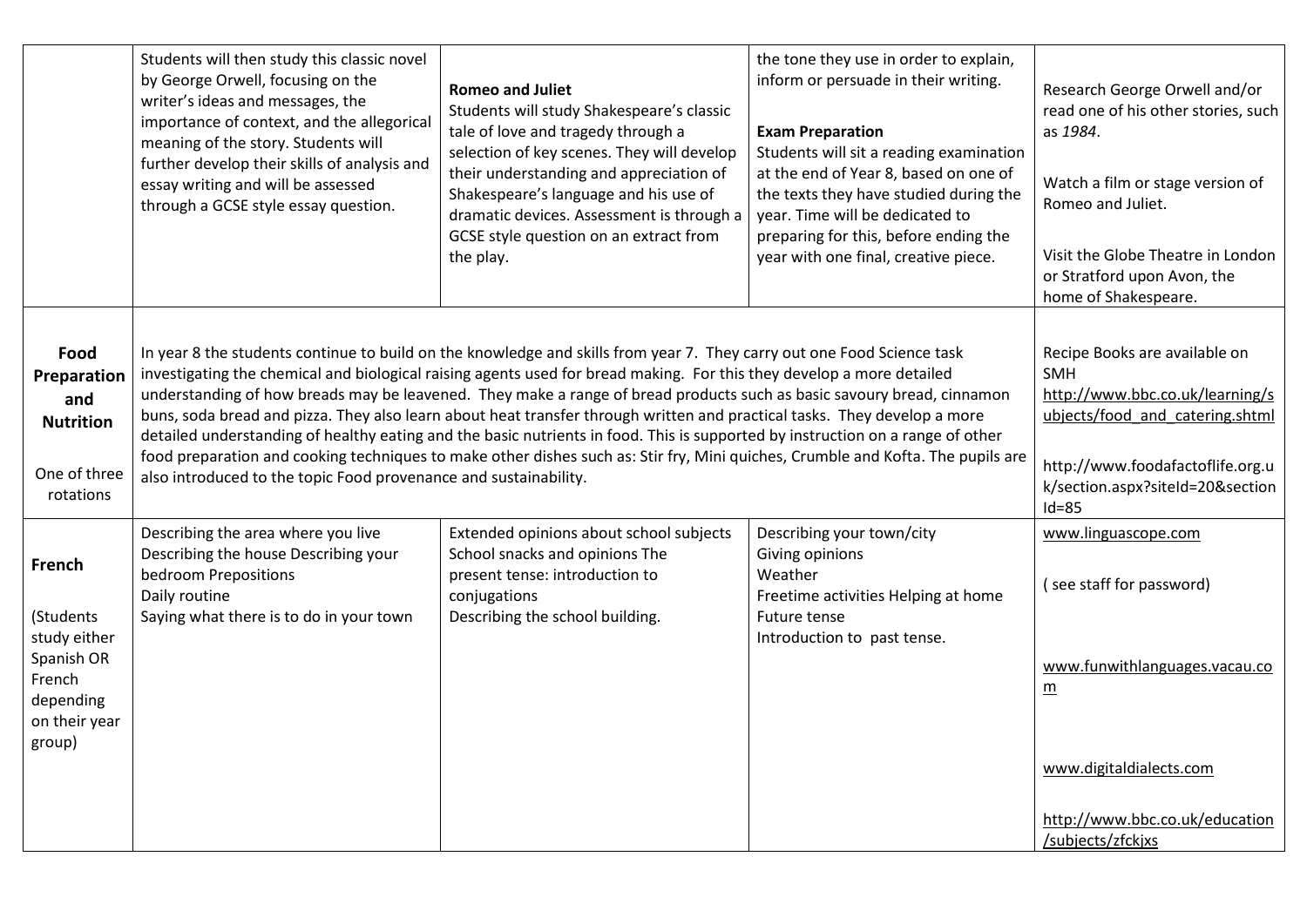| | | | | |
|---|---|---|---|---|
| | Students will then study this classic novel by George Orwell, focusing on the writer's ideas and messages, the importance of context, and the allegorical meaning of the story. Students will further develop their skills of analysis and essay writing and will be assessed through a GCSE style essay question. | **Romeo and Juliet**<br>Students will study Shakespeare's classic tale of love and tragedy through a selection of key scenes. They will develop their understanding and appreciation of Shakespeare's language and his use of dramatic devices. Assessment is through a GCSE style question on an extract from the play. | the tone they use in order to explain, inform or persuade in their writing.<br><br>**Exam Preparation**<br>Students will sit a reading examination at the end of Year 8, based on one of the texts they have studied during the year. Time will be dedicated to preparing for this, before ending the year with one final, creative piece. | Research George Orwell and/or read one of his other stories, such as *1984*.<br><br>Watch a film or stage version of Romeo and Juliet.<br><br>Visit the Globe Theatre in London or Stratford upon Avon, the home of Shakespeare. |
| **Food Preparation and Nutrition**<br><br>One of three rotations | In year 8 the students continue to build on the knowledge and skills from year 7. They carry out one Food Science task investigating the chemical and biological raising agents used for bread making. For this they develop a more detailed understanding of how breads may be leavened. They make a range of bread products such as basic savoury bread, cinnamon buns, soda bread and pizza. They also learn about heat transfer through written and practical tasks. They develop a more detailed understanding of healthy eating and the basic nutrients in food. This is supported by instruction on a range of other food preparation and cooking techniques to make other dishes such as: Stir fry, Mini quiches, Crumble and Kofta. The pupils are also introduced to the topic Food provenance and sustainability. | | | Recipe Books are available on SMH<br>http://www.bbc.co.uk/learning/subjects/food_and_catering.shtml<br><br>http://www.foodafactoflife.org.uk/section.aspx?siteId=20&sectionId=85 |
| **French**<br><br>(Students study either Spanish OR French depending on their year group) | Describing the area where you live<br>Describing the house Describing your bedroom Prepositions<br>Daily routine<br>Saying what there is to do in your town | Extended opinions about school subjects<br>School snacks and opinions The present tense: introduction to conjugations<br>Describing the school building. | Describing your town/city<br>Giving opinions<br>Weather<br>Freetime activities Helping at home<br>Future tense<br>Introduction to past tense. | www.linguascope.com<br><br>( see staff for password)<br><br>www.funwithlanguages.vacau.com<br><br>www.digitaldialects.com<br><br>http://www.bbc.co.uk/education/subjects/zfckjxs |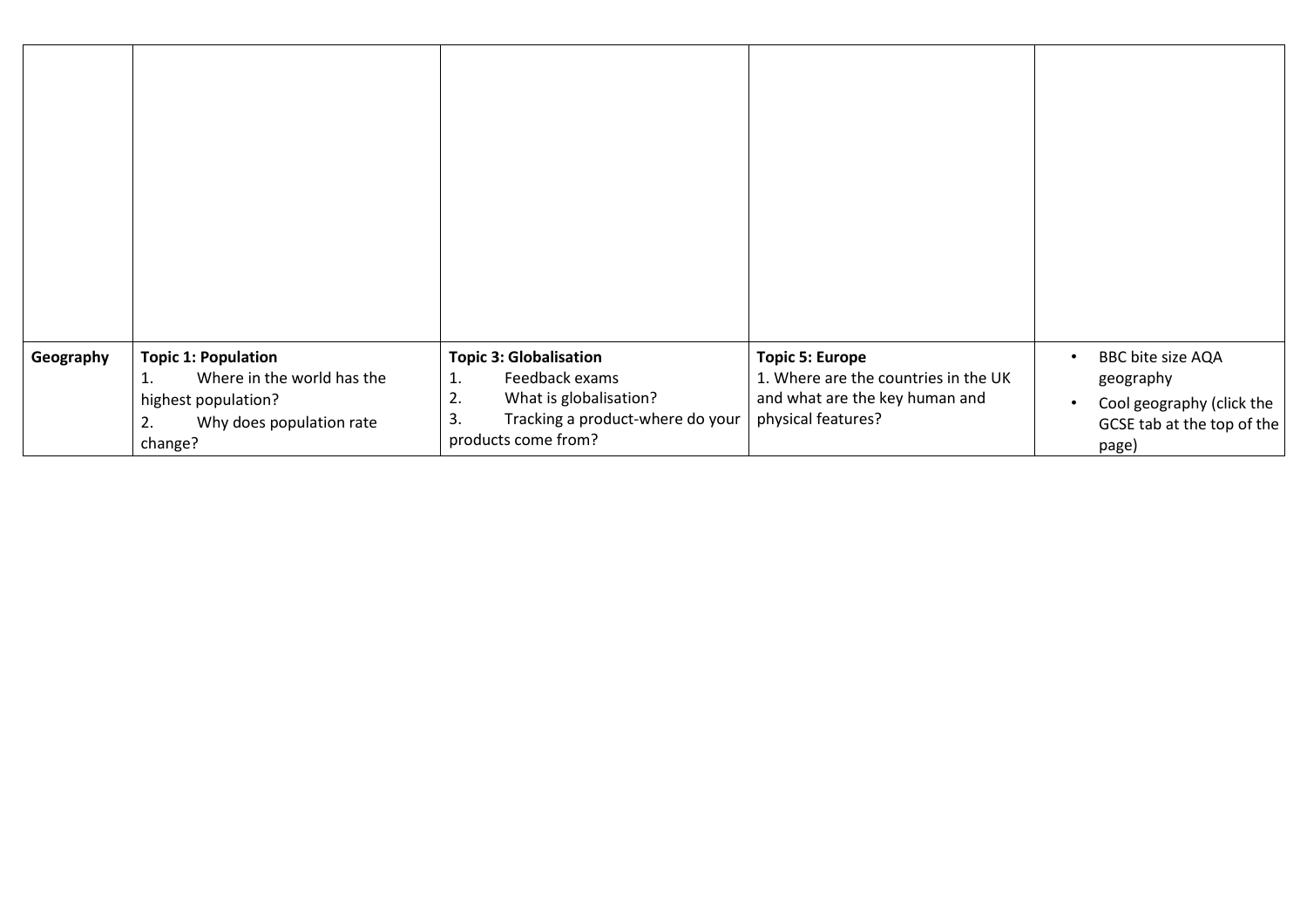| | | | | |
|---|---|---|---|---|
| | | | | |
| **Geography** | **Topic 1: Population**<br>1. Where in the world has the highest population?<br>2. Why does population rate change? | **Topic 3: Globalisation**<br>1. Feedback exams<br>2. What is globalisation?<br>3. Tracking a product-where do your products come from? | **Topic 5: Europe**<br>1. Where are the countries in the UK and what are the key human and physical features? | • BBC bite size AQA geography<br>• Cool geography (click the GCSE tab at the top of the page) |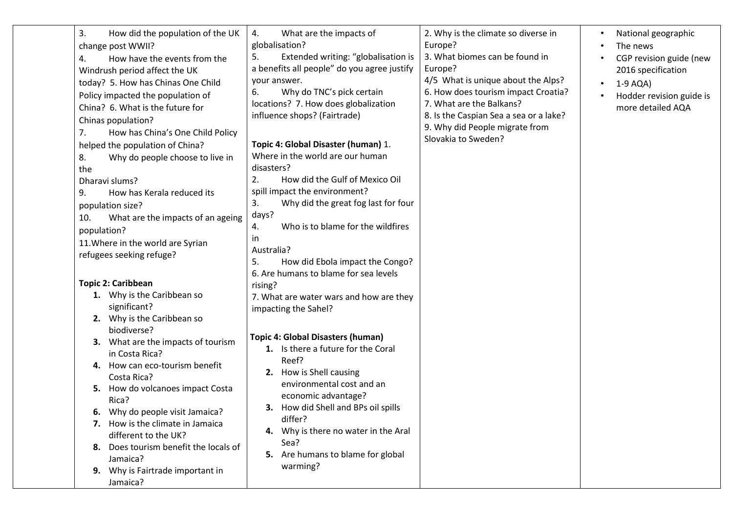| | | | | |
|---|---|---|---|---|
| | 3. How did the population of the UK change post WWII?<br>4. How have the events from the Windrush period affect the UK today? 5. How has Chinas One Child Policy impacted the population of China? 6. What is the future for Chinas population?<br>7. How has China's One Child Policy helped the population of China?<br>8. Why do people choose to live in the Dharavi slums?<br>9. How has Kerala reduced its population size?<br>10. What are the impacts of an ageing population?<br>11.Where in the world are Syrian refugees seeking refuge?<br><br>**Topic 2: Caribbean**<br>1. Why is the Caribbean so significant?<br>2. Why is the Caribbean so biodiverse?<br>3. What are the impacts of tourism in Costa Rica?<br>4. How can eco-tourism benefit Costa Rica?<br>5. How do volcanoes impact Costa Rica?<br>6. Why do people visit Jamaica?<br>7. How is the climate in Jamaica different to the UK?<br>8. Does tourism benefit the locals of Jamaica?<br>9. Why is Fairtrade important in Jamaica? | 4. What are the impacts of globalisation?<br>5. Extended writing: "globalisation is a benefits all people" do you agree justify your answer.<br>6. Why do TNC's pick certain locations? 7. How does globalization influence shops? (Fairtrade)<br><br>**Topic 4: Global Disaster (human)** 1. Where in the world are our human disasters?<br>2. How did the Gulf of Mexico Oil spill impact the environment?<br>3. Why did the great fog last for four days?<br>4. Who is to blame for the wildfires in Australia?<br>5. How did Ebola impact the Congo?<br>6. Are humans to blame for sea levels rising?<br>7. What are water wars and how are they impacting the Sahel?<br><br>**Topic 4: Global Disasters (human)**<br>1. Is there a future for the Coral Reef?<br>2. How is Shell causing environmental cost and an economic advantage?<br>3. How did Shell and BPs oil spills differ?<br>4. Why is there no water in the Aral Sea?<br>5. Are humans to blame for global warming? | 2. Why is the climate so diverse in Europe?<br>3. What biomes can be found in Europe?<br>4/5 What is unique about the Alps?<br>6. How does tourism impact Croatia?<br>7. What are the Balkans?<br>8. Is the Caspian Sea a sea or a lake?<br>9. Why did People migrate from Slovakia to Sweden? | • National geographic<br>• The news<br>• CGP revision guide (new 2016 specification<br>• 1-9 AQA)<br>• Hodder revision guide is more detailed AQA |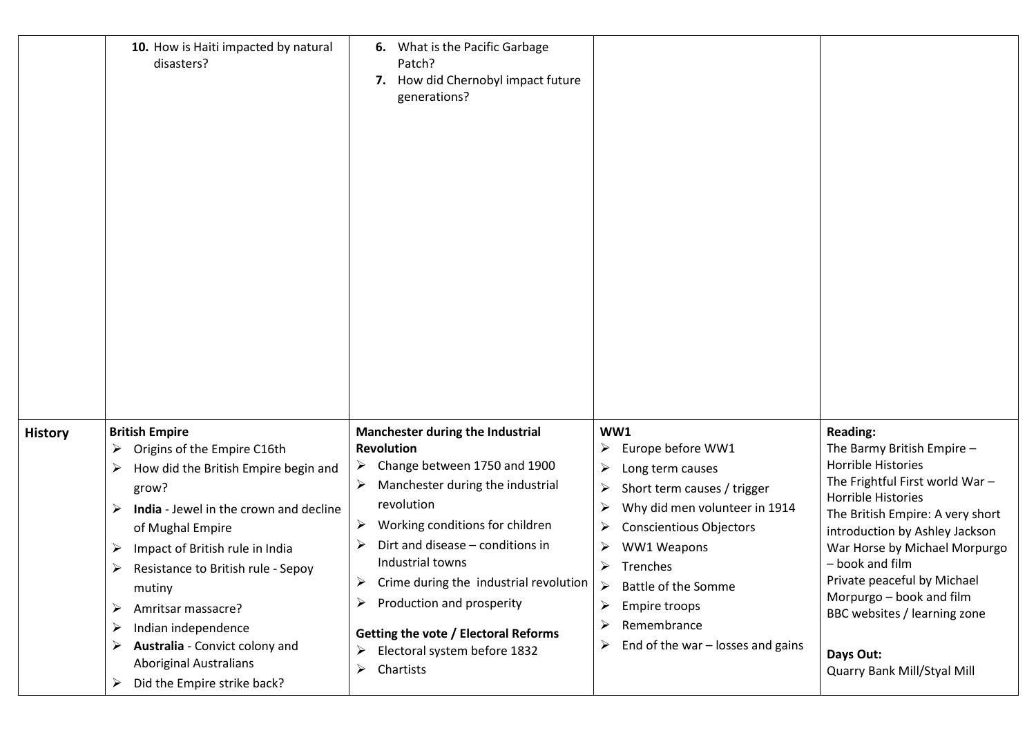| | | | | |
|---|---|---|---|---|
| | **10.** How is Haiti impacted by natural disasters? | **6.** What is the Pacific Garbage Patch?<br>**7.** How did Chernobyl impact future generations? | | |
| **History** | **British Empire**<br>➢ Origins of the Empire C16th<br>➢ How did the British Empire begin and grow?<br>➢ **India** - Jewel in the crown and decline of Mughal Empire<br>➢ Impact of British rule in India<br>➢ Resistance to British rule - Sepoy mutiny<br>➢ Amritsar massacre?<br>➢ Indian independence<br>➢ **Australia** - Convict colony and Aboriginal Australians<br>➢ Did the Empire strike back? | **Manchester during the Industrial Revolution**<br>➢ Change between 1750 and 1900<br>➢ Manchester during the industrial revolution<br>➢ Working conditions for children<br>➢ Dirt and disease – conditions in Industrial towns<br>➢ Crime during the industrial revolution<br>➢ Production and prosperity<br><br>**Getting the vote / Electoral Reforms**<br>➢ Electoral system before 1832<br>➢ Chartists | **WW1**<br>➢ Europe before WW1<br>➢ Long term causes<br>➢ Short term causes / trigger<br>➢ Why did men volunteer in 1914<br>➢ Conscientious Objectors<br>➢ WW1 Weapons<br>➢ Trenches<br>➢ Battle of the Somme<br>➢ Empire troops<br>➢ Remembrance<br>➢ End of the war – losses and gains | **Reading:**<br>The Barmy British Empire – Horrible Histories<br>The Frightful First world War – Horrible Histories<br>The British Empire: A very short introduction by Ashley Jackson<br>War Horse by Michael Morpurgo – book and film<br>Private peaceful by Michael Morpurgo – book and film<br>BBC websites / learning zone<br><br>**Days Out:**<br>Quarry Bank Mill/Styal Mill |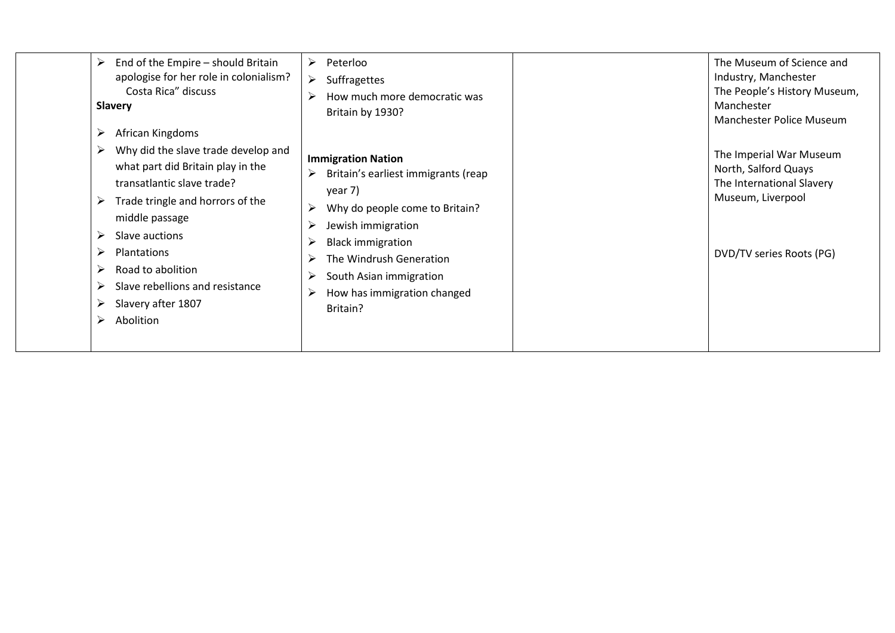|  |  |  |  |  |
|---|---|---|---|---|
|  | ➢ End of the Empire – should Britain apologise for her role in colonialism? Costa Rica" discuss<br>**Slavery**<br>➢ African Kingdoms<br>➢ Why did the slave trade develop and what part did Britain play in the transatlantic slave trade?<br>➢ Trade tringle and horrors of the middle passage<br>➢ Slave auctions<br>➢ Plantations<br>➢ Road to abolition<br>➢ Slave rebellions and resistance<br>➢ Slavery after 1807<br>➢ Abolition | ➢ Peterloo<br>➢ Suffragettes<br>➢ How much more democratic was Britain by 1930?<br><br>**Immigration Nation**<br>➢ Britain's earliest immigrants (reap year 7)<br>➢ Why do people come to Britain?<br>➢ Jewish immigration<br>➢ Black immigration<br>➢ The Windrush Generation<br>➢ South Asian immigration<br>➢ How has immigration changed Britain? |  | The Museum of Science and Industry, Manchester<br>The People's History Museum, Manchester<br>Manchester Police Museum<br><br>The Imperial War Museum North, Salford Quays<br>The International Slavery Museum, Liverpool<br><br>DVD/TV series Roots (PG) |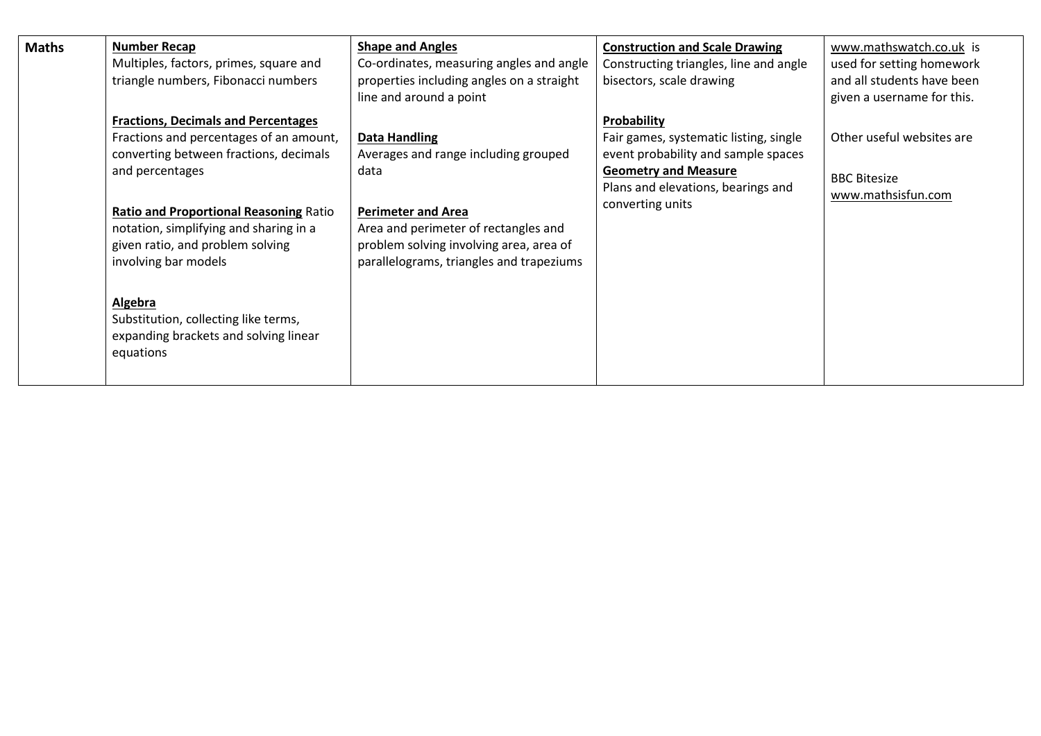| **Maths** | **Number Recap**<br>Multiples, factors, primes, square and triangle numbers, Fibonacci numbers<br><br>**Fractions, Decimals and Percentages**<br>Fractions and percentages of an amount, converting between fractions, decimals and percentages<br><br>**Ratio and Proportional Reasoning** Ratio notation, simplifying and sharing in a given ratio, and problem solving involving bar models<br><br>**Algebra**<br>Substitution, collecting like terms, expanding brackets and solving linear equations | **Shape and Angles**<br>Co-ordinates, measuring angles and angle properties including angles on a straight line and around a point<br><br>**Data Handling**<br>Averages and range including grouped data<br><br>**Perimeter and Area**<br>Area and perimeter of rectangles and problem solving involving area, area of parallelograms, triangles and trapeziums | **Construction and Scale Drawing**<br>Constructing triangles, line and angle bisectors, scale drawing<br><br>**Probability**<br>Fair games, systematic listing, single event probability and sample spaces<br>**Geometry and Measure**<br>Plans and elevations, bearings and converting units | www.mathswatch.co.uk is used for setting homework and all students have been given a username for this.<br><br>Other useful websites are<br><br>BBC Bitesize<br>www.mathsisfun.com |
|---|---|---|---|---|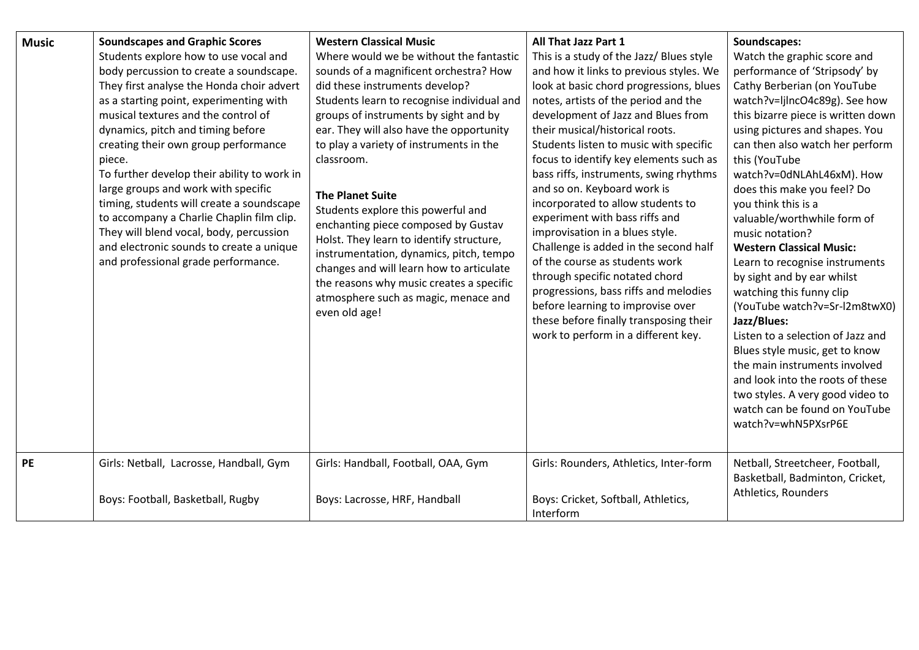| **Music** | **Soundscapes and Graphic Scores**<br>Students explore how to use vocal and body percussion to create a soundscape. They first analyse the Honda choir advert as a starting point, experimenting with musical textures and the control of dynamics, pitch and timing before creating their own group performance piece.<br>To further develop their ability to work in large groups and work with specific timing, students will create a soundscape to accompany a Charlie Chaplin film clip. They will blend vocal, body, percussion and electronic sounds to create a unique and professional grade performance. | **Western Classical Music**<br>Where would we be without the fantastic sounds of a magnificent orchestra? How did these instruments develop? Students learn to recognise individual and groups of instruments by sight and by ear. They will also have the opportunity to play a variety of instruments in the classroom.<br><br>**The Planet Suite**<br>Students explore this powerful and enchanting piece composed by Gustav Holst. They learn to identify structure, instrumentation, dynamics, pitch, tempo changes and will learn how to articulate the reasons why music creates a specific atmosphere such as magic, menace and even old age! | **All That Jazz Part 1**<br>This is a study of the Jazz/ Blues style and how it links to previous styles. We look at basic chord progressions, blues notes, artists of the period and the development of Jazz and Blues from their musical/historical roots. Students listen to music with specific focus to identify key elements such as bass riffs, instruments, swing rhythms and so on. Keyboard work is incorporated to allow students to experiment with bass riffs and improvisation in a blues style. Challenge is added in the second half of the course as students work through specific notated chord progressions, bass riffs and melodies before learning to improvise over these before finally transposing their work to perform in a different key. | **Soundscapes:**<br>Watch the graphic score and performance of 'Stripsody' by Cathy Berberian (on YouTube watch?v=ljlncO4c89g). See how this bizarre piece is written down using pictures and shapes. You can then also watch her perform this (YouTube watch?v=0dNLAhL46xM). How does this make you feel? Do you think this is a valuable/worthwhile form of music notation?<br>**Western Classical Music:**<br>Learn to recognise instruments by sight and by ear whilst watching this funny clip (YouTube watch?v=Sr-l2m8twX0)<br>**Jazz/Blues:**<br>Listen to a selection of Jazz and Blues style music, get to know the main instruments involved and look into the roots of these two styles. A very good video to watch can be found on YouTube watch?v=whN5PXsrP6E |
|---|---|---|---|---|
| **PE** | Girls: Netball, Lacrosse, Handball, Gym<br><br>Boys: Football, Basketball, Rugby | Girls: Handball, Football, OAA, Gym<br><br>Boys: Lacrosse, HRF, Handball | Girls: Rounders, Athletics, Inter-form<br><br>Boys: Cricket, Softball, Athletics, Interform | Netball, Streetcheer, Football, Basketball, Badminton, Cricket, Athletics, Rounders |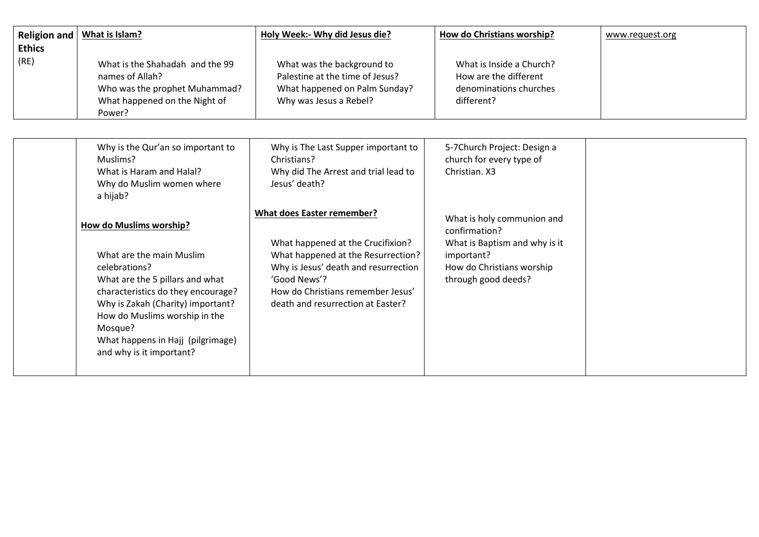| Religion and Ethics (RE) | **What is Islam?**<br><br>What is the Shahadah and the 99 names of Allah?<br>Who was the prophet Muhammad?<br>What happened on the Night of Power? | **Holy Week:- Why did Jesus die?**<br><br>What was the background to Palestine at the time of Jesus?<br>What happened on Palm Sunday?<br>Why was Jesus a Rebel? | **How do Christians worship?**<br><br>What is Inside a Church?<br>How are the different denominations churches different? | www.request.org |
|---|---|---|---|---|
| | Why is the Qur'an so important to Muslims?<br>What is Haram and Halal?<br>Why do Muslim women where a hijab?<br><br>**How do Muslims worship?**<br><br>What are the main Muslim celebrations?<br>What are the 5 pillars and what characteristics do they encourage?<br>Why is Zakah (Charity) important?<br>How do Muslims worship in the Mosque?<br>What happens in Hajj (pilgrimage) and why is it important? | Why is The Last Supper important to Christians?<br>Why did The Arrest and trial lead to Jesus' death?<br><br>**What does Easter remember?**<br><br>What happened at the Crucifixion?<br>What happened at the Resurrection?<br>Why is Jesus' death and resurrection 'Good News'?<br>How do Christians remember Jesus' death and resurrection at Easter? | 5-7Church Project: Design a church for every type of Christian. X3<br><br>What is holy communion and confirmation?<br>What is Baptism and why is it important?<br>How do Christians worship through good deeds? | |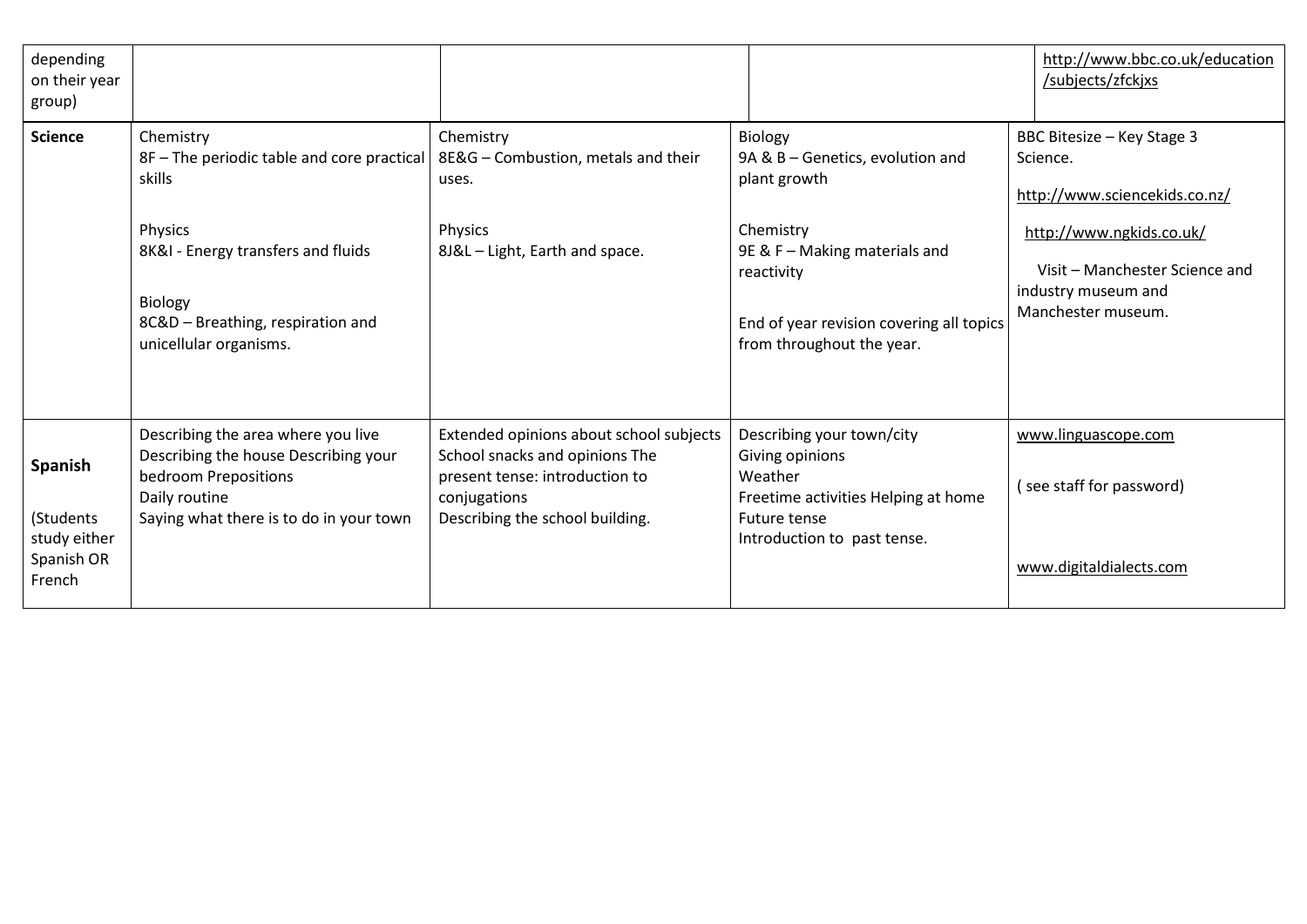| | | | | |
|---|---|---|---|---|
| depending on their year group) | | | | http://www.bbc.co.uk/education/subjects/zfckjxs |
| **Science** | Chemistry<br>8F – The periodic table and core practical skills<br><br>Physics<br>8K&I - Energy transfers and fluids<br><br>Biology<br>8C&D – Breathing, respiration and unicellular organisms. | Chemistry<br>8E&G – Combustion, metals and their uses.<br><br>Physics<br>8J&L – Light, Earth and space. | Biology<br>9A & B – Genetics, evolution and plant growth<br><br>Chemistry<br>9E & F – Making materials and reactivity<br><br>End of year revision covering all topics from throughout the year. | BBC Bitesize – Key Stage 3 Science.<br><br>http://www.sciencekids.co.nz/<br><br>http://www.ngkids.co.uk/<br><br>Visit – Manchester Science and industry museum and Manchester museum. |
| **Spanish**<br><br>(Students study either Spanish OR French | Describing the area where you live<br>Describing the house Describing your bedroom Prepositions<br>Daily routine<br>Saying what there is to do in your town | Extended opinions about school subjects<br>School snacks and opinions The present tense: introduction to conjugations<br>Describing the school building. | Describing your town/city<br>Giving opinions<br>Weather<br>Freetime activities Helping at home<br>Future tense<br>Introduction to past tense. | www.linguascope.com<br><br>( see staff for password)<br><br>www.digitaldialects.com |